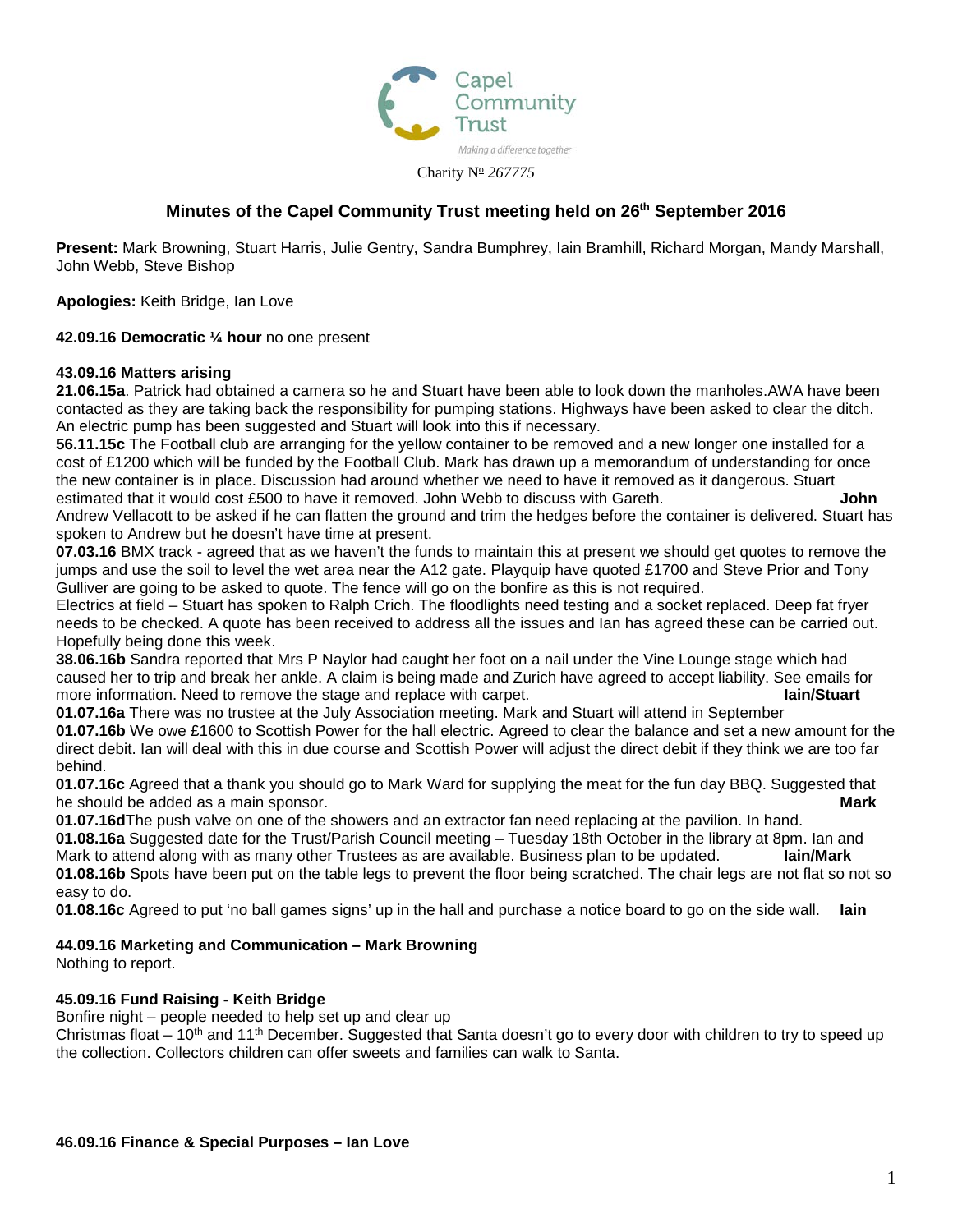Capel Community Trust

*Making a difference together*

Charity № *267775*

# Minutes of the Capel Community Trust meeting held on 26th September 2016

**Present:** Mark Browning, Stuart Harris, Julie Gentry, Sandra Bumphrey, Iain Bramhill, Richard Morgan, Mandy Marshall, John Webb, Steve Bishop

**Apologies:** Keith Bridge, Ian Love

**42.09.16 Democratic ¼ hour** no one present

**43.09.16 Matters arising**

**21.06.15a**. Patrick had obtained a camera so he and Stuart have been able to look down the manholes.AWA have been contacted as they are taking back the responsibility for pumping stations. Highways have been asked to clear the ditch. An electric pump has been suggested and Stuart will look into this if necessary.

**56.11.15c** The Football club are arranging for the yellow container to be removed and a new longer one installed for a cost of £1200 which will be funded by the Football Club. Mark has drawn up a memorandum of understanding for once the new container is in place. Discussion had around whether we need to have it removed as it dangerous. Stuart estimated that it would cost £500 to have it removed. John Webb to discuss with Gareth. **John**

Andrew Vellacott to be asked if he can flatten the ground and trim the hedges before the container is delivered. Stuart has spoken to Andrew but he doesn't have time at present.

**07.03.16** BMX track - agreed that as we haven't the funds to maintain this at present we should get quotes to remove the jumps and use the soil to level the wet area near the A12 gate. Playquip have quoted £1700 and Steve Prior and Tony Gulliver are going to be asked to quote. The fence will go on the bonfire as this is not required.

Electrics at field – Stuart has spoken to Ralph Crich. The floodlights need testing and a socket replaced. Deep fat fryer needs to be checked. A quote has been received to address all the issues and Ian has agreed these can be carried out. Hopefully being done this week.

**38.06.16b** Sandra reported that Mrs P Naylor had caught her foot on a nail under the Vine Lounge stage which had caused her to trip and break her ankle. A claim is being made and Zurich have agreed to accept liability. See emails for more information. Need to remove the stage and replace with carpet. **Iain/Stuart**

**01.07.16a** There was no trustee at the July Association meeting. Mark and Stuart will attend in September

**01.07.16b** We owe £1600 to Scottish Power for the hall electric. Agreed to clear the balance and set a new amount for the direct debit. Ian will deal with this in due course and Scottish Power will adjust the direct debit if they think we are too far behind.

**01.07.16c** Agreed that a thank you should go to Mark Ward for supplying the meat for the fun day BBQ. Suggested that he should be added as a main sponsor. **Mark**

**01.07.16d**The push valve on one of the showers and an extractor fan need replacing at the pavilion. In hand.

**01.08.16a** Suggested date for the Trust/Parish Council meeting – Tuesday 18th October in the library at 8pm. Ian and Mark to attend along with as many other Trustees as are available. Business plan to be updated. **Iain/Mark**

**01.08.16b** Spots have been put on the table legs to prevent the floor being scratched. The chair legs are not flat so not so easy to do.

**01.08.16c** Agreed to put 'no ball games signs' up in the hall and purchase a notice board to go on the side wall. **Iain**

**44.09.16 Marketing and Communication – Mark Browning**

Nothing to report.

**45.09.16 Fund Raising - Keith Bridge**

Bonfire night – people needed to help set up and clear up

Christmas float – 10th and 11th December. Suggested that Santa doesn't go to every door with children to try to speed up the collection. Collectors children can offer sweets and families can walk to Santa.

**46.09.16 Finance & Special Purposes – Ian Love**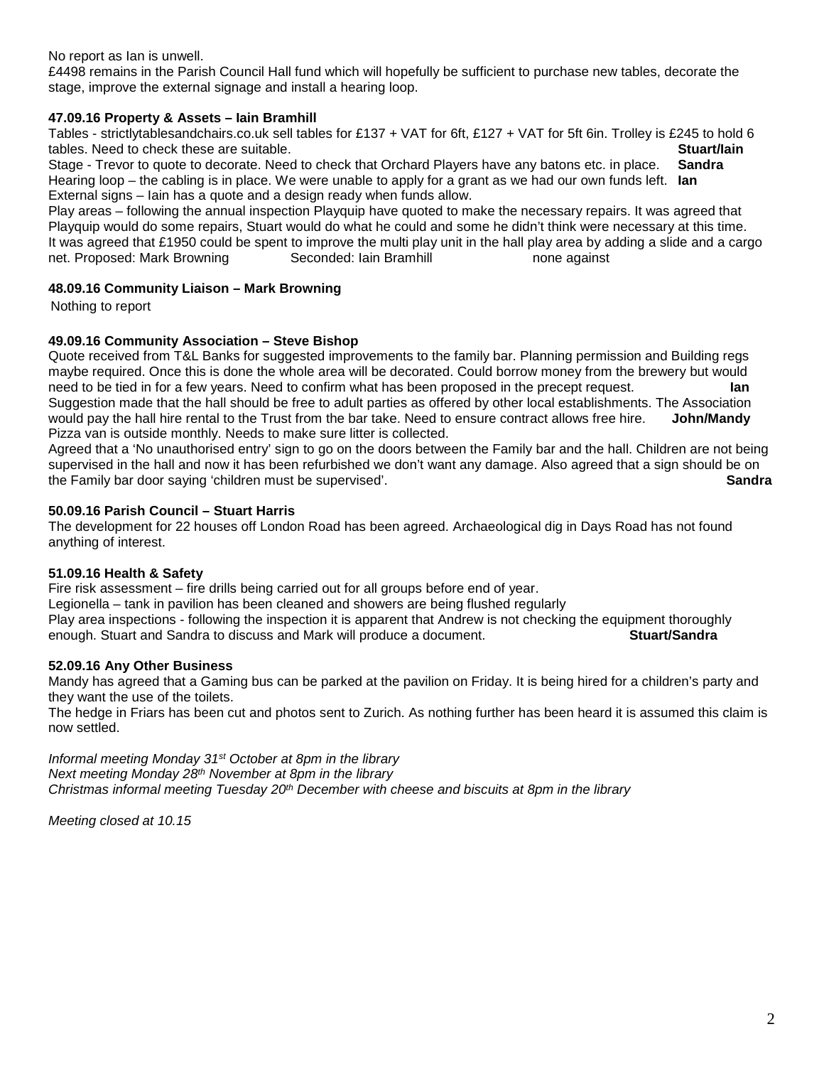No report as Ian is unwell.
£4498 remains in the Parish Council Hall fund which will hopefully be sufficient to purchase new tables, decorate the stage, improve the external signage and install a hearing loop.

**47.09.16 Property & Assets – Iain Bramhill**

Tables - strictlytablesandchairs.co.uk sell tables for £137 + VAT for 6ft, £127 + VAT for 5ft 6in. Trolley is £245 to hold 6 tables. Need to check these are suitable. **Stuart/Iain**

Stage - Trevor to quote to decorate. Need to check that Orchard Players have any batons etc. in place. **Sandra**

Hearing loop – the cabling is in place. We were unable to apply for a grant as we had our own funds left. **Ian**

External signs – Iain has a quote and a design ready when funds allow.

Play areas – following the annual inspection Playquip have quoted to make the necessary repairs. It was agreed that Playquip would do some repairs, Stuart would do what he could and some he didn't think were necessary at this time. It was agreed that £1950 could be spent to improve the multi play unit in the hall play area by adding a slide and a cargo net. Proposed: Mark Browning Seconded: Iain Bramhill none against

**48.09.16 Community Liaison – Mark Browning**

Nothing to report

**49.09.16 Community Association – Steve Bishop**

Quote received from T&L Banks for suggested improvements to the family bar. Planning permission and Building regs maybe required. Once this is done the whole area will be decorated. Could borrow money from the brewery but would need to be tied in for a few years. Need to confirm what has been proposed in the precept request. **Ian**

Suggestion made that the hall should be free to adult parties as offered by other local establishments. The Association would pay the hall hire rental to the Trust from the bar take. Need to ensure contract allows free hire. **John/Mandy**

Pizza van is outside monthly. Needs to make sure litter is collected.

Agreed that a 'No unauthorised entry' sign to go on the doors between the Family bar and the hall. Children are not being supervised in the hall and now it has been refurbished we don't want any damage. Also agreed that a sign should be on the Family bar door saying 'children must be supervised'. **Sandra**

**50.09.16 Parish Council – Stuart Harris**

The development for 22 houses off London Road has been agreed. Archaeological dig in Days Road has not found anything of interest.

**51.09.16 Health & Safety**

Fire risk assessment – fire drills being carried out for all groups before end of year.

Legionella – tank in pavilion has been cleaned and showers are being flushed regularly

Play area inspections - following the inspection it is apparent that Andrew is not checking the equipment thoroughly enough. Stuart and Sandra to discuss and Mark will produce a document. **Stuart/Sandra**

**52.09.16 Any Other Business**

Mandy has agreed that a Gaming bus can be parked at the pavilion on Friday. It is being hired for a children's party and they want the use of the toilets.

The hedge in Friars has been cut and photos sent to Zurich. As nothing further has been heard it is assumed this claim is now settled.

*Informal meeting Monday 31st October at 8pm in the library*
*Next meeting Monday 28th November at 8pm in the library*
*Christmas informal meeting Tuesday 20th December with cheese and biscuits at 8pm in the library*

*Meeting closed at 10.15*